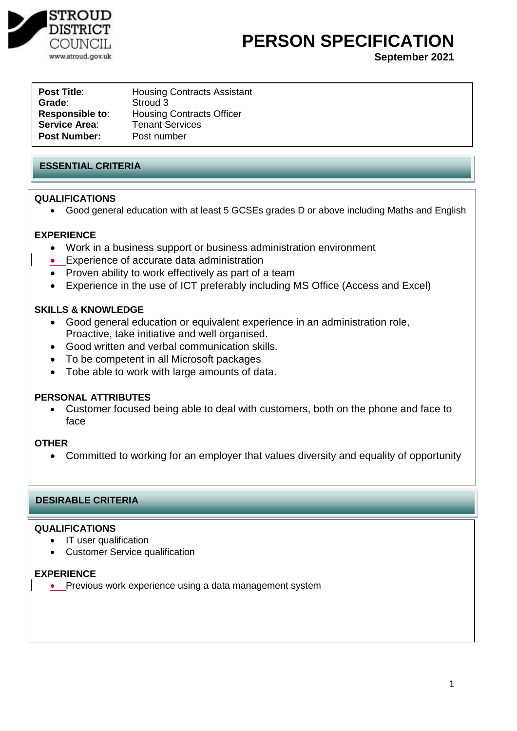STROUD DISTRICT COUNCIL
www.stroud.gov.uk

# PERSON SPECIFICATION

**September 2021**

| | |
|---|---|
| **Post Title**: | Housing Contracts Assistant |
| **Grade**: | Stroud 3 |
| **Responsible to**: | Housing Contracts Officer |
| **Service Area**: | Tenant Services |
| **Post Number:** | Post number |

## ESSENTIAL CRITERIA

### QUALIFICATIONS

- Good general education with at least 5 GCSEs grades D or above including Maths and English

### EXPERIENCE

- Work in a business support or business administration environment
- Experience of accurate data administration
- Proven ability to work effectively as part of a team
- Experience in the use of ICT preferably including MS Office (Access and Excel)

### SKILLS & KNOWLEDGE

- Good general education or equivalent experience in an administration role, Proactive, take initiative and well organised.
- Good written and verbal communication skills.
- To be competent in all Microsoft packages
- Tobe able to work with large amounts of data.

### PERSONAL ATTRIBUTES

- Customer focused being able to deal with customers, both on the phone and face to face

### OTHER

- Committed to working for an employer that values diversity and equality of opportunity

## DESIRABLE CRITERIA

### QUALIFICATIONS

- IT user qualification
- Customer Service qualification

### EXPERIENCE

- Previous work experience using a data management system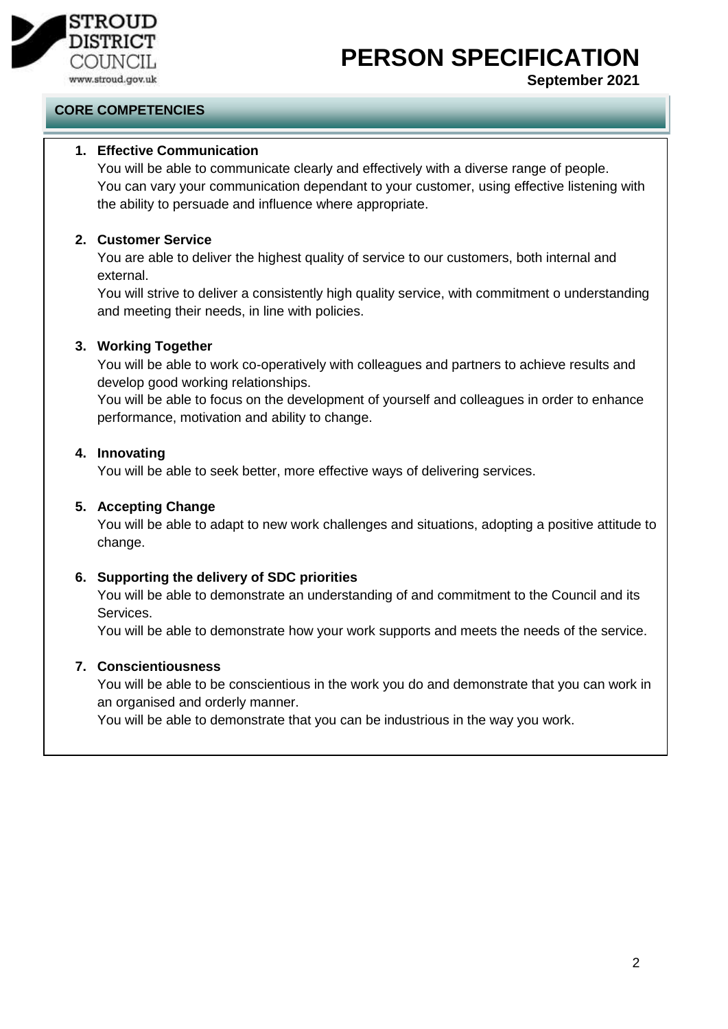# PERSON SPECIFICATION

**September 2021**

## CORE COMPETENCIES

1. **Effective Communication**
   You will be able to communicate clearly and effectively with a diverse range of people.
   You can vary your communication dependant to your customer, using effective listening with the ability to persuade and influence where appropriate.

2. **Customer Service**
   You are able to deliver the highest quality of service to our customers, both internal and external.
   You will strive to deliver a consistently high quality service, with commitment o understanding and meeting their needs, in line with policies.

3. **Working Together**
   You will be able to work co-operatively with colleagues and partners to achieve results and develop good working relationships.
   You will be able to focus on the development of yourself and colleagues in order to enhance performance, motivation and ability to change.

4. **Innovating**
   You will be able to seek better, more effective ways of delivering services.

5. **Accepting Change**
   You will be able to adapt to new work challenges and situations, adopting a positive attitude to change.

6. **Supporting the delivery of SDC priorities**
   You will be able to demonstrate an understanding of and commitment to the Council and its Services.
   You will be able to demonstrate how your work supports and meets the needs of the service.

7. **Conscientiousness**
   You will be able to be conscientious in the work you do and demonstrate that you can work in an organised and orderly manner.
   You will be able to demonstrate that you can be industrious in the way you work.